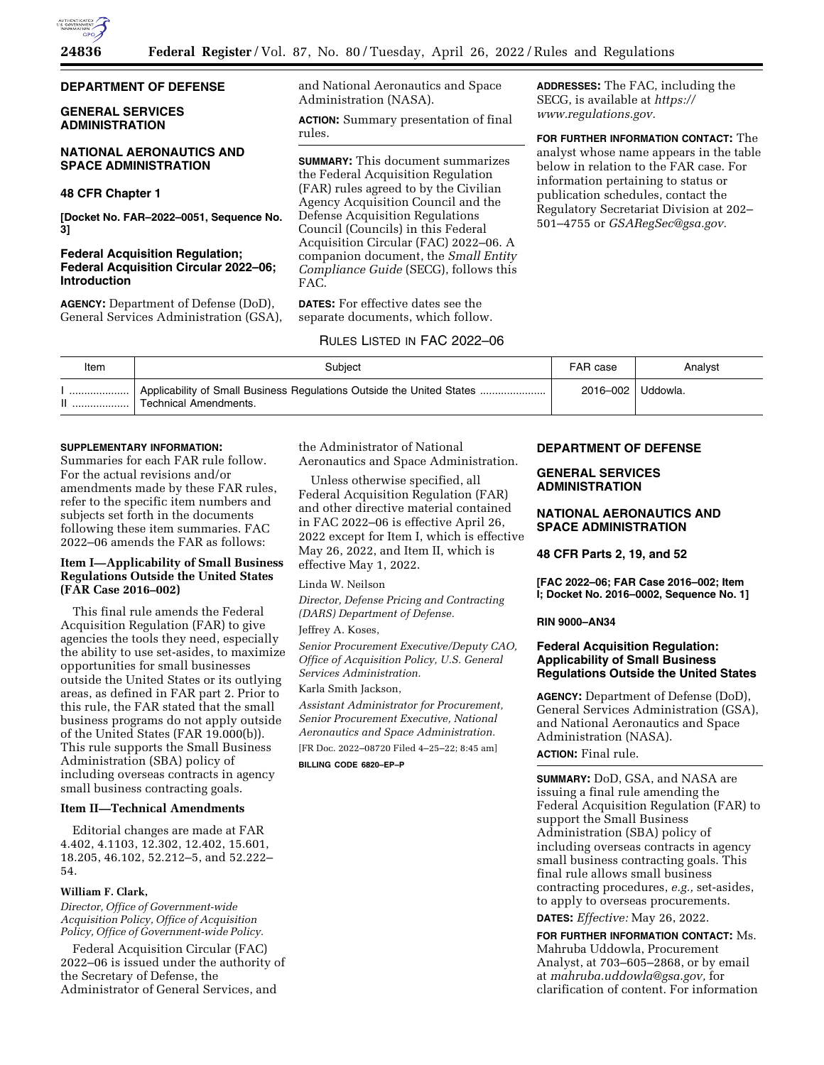## DEPARTMENT OF DEFENSE

## GENERAL SERVICES ADMINISTRATION

## NATIONAL AERONAUTICS AND SPACE ADMINISTRATION

### 48 CFR Chapter 1

**[Docket No. FAR–2022–0051, Sequence No. 3]**

### Federal Acquisition Regulation; Federal Acquisition Circular 2022–06; Introduction

**AGENCY:** Department of Defense (DoD), General Services Administration (GSA), and National Aeronautics and Space Administration (NASA).

**ACTION:** Summary presentation of final rules.

**SUMMARY:** This document summarizes the Federal Acquisition Regulation (FAR) rules agreed to by the Civilian Agency Acquisition Council and the Defense Acquisition Regulations Council (Councils) in this Federal Acquisition Circular (FAC) 2022–06. A companion document, the *Small Entity Compliance Guide* (SECG), follows this FAC.

**DATES:** For effective dates see the separate documents, which follow.

**ADDRESSES:** The FAC, including the SECG, is available at *https://www.regulations.gov.*

**FOR FURTHER INFORMATION CONTACT:** The analyst whose name appears in the table below in relation to the FAR case. For information pertaining to status or publication schedules, contact the Regulatory Secretariat Division at 202–501–4755 or *GSARegSec@gsa.gov.*

RULES LISTED IN FAC 2022–06

| Item | Subject | FAR case | Analyst |
|---|---|---|---|
| I | Applicability of Small Business Regulations Outside the United States | 2016–002 | Uddowla. |
| II | Technical Amendments. | | |

**SUPPLEMENTARY INFORMATION:**

Summaries for each FAR rule follow. For the actual revisions and/or amendments made by these FAR rules, refer to the specific item numbers and subjects set forth in the documents following these item summaries. FAC 2022–06 amends the FAR as follows:

#### Item I—Applicability of Small Business Regulations Outside the United States (FAR Case 2016–002)

This final rule amends the Federal Acquisition Regulation (FAR) to give agencies the tools they need, especially the ability to use set-asides, to maximize opportunities for small businesses outside the United States or its outlying areas, as defined in FAR part 2. Prior to this rule, the FAR stated that the small business programs do not apply outside of the United States (FAR 19.000(b)). This rule supports the Small Business Administration (SBA) policy of including overseas contracts in agency small business contracting goals.

#### Item II—Technical Amendments

Editorial changes are made at FAR 4.402, 4.1103, 12.302, 12.402, 15.601, 18.205, 46.102, 52.212–5, and 52.222–54.

**William F. Clark,**

*Director, Office of Government-wide Acquisition Policy, Office of Acquisition Policy, Office of Government-wide Policy.*

Federal Acquisition Circular (FAC) 2022–06 is issued under the authority of the Secretary of Defense, the Administrator of General Services, and the Administrator of National Aeronautics and Space Administration.

Unless otherwise specified, all Federal Acquisition Regulation (FAR) and other directive material contained in FAC 2022–06 is effective April 26, 2022 except for Item I, which is effective May 26, 2022, and Item II, which is effective May 1, 2022.

Linda W. Neilson

*Director, Defense Pricing and Contracting (DARS) Department of Defense.*

Jeffrey A. Koses,

*Senior Procurement Executive/Deputy CAO, Office of Acquisition Policy, U.S. General Services Administration.*

Karla Smith Jackson,

*Assistant Administrator for Procurement, Senior Procurement Executive, National Aeronautics and Space Administration.*

[FR Doc. 2022–08720 Filed 4–25–22; 8:45 am]

**BILLING CODE 6820–EP–P**

## DEPARTMENT OF DEFENSE

## GENERAL SERVICES ADMINISTRATION

## NATIONAL AERONAUTICS AND SPACE ADMINISTRATION

### 48 CFR Parts 2, 19, and 52

**[FAC 2022–06; FAR Case 2016–002; Item I; Docket No. 2016–0002, Sequence No. 1]**

**RIN 9000–AN34**

### Federal Acquisition Regulation: Applicability of Small Business Regulations Outside the United States

**AGENCY:** Department of Defense (DoD), General Services Administration (GSA), and National Aeronautics and Space Administration (NASA).

**ACTION:** Final rule.

**SUMMARY:** DoD, GSA, and NASA are issuing a final rule amending the Federal Acquisition Regulation (FAR) to support the Small Business Administration (SBA) policy of including overseas contracts in agency small business contracting goals. This final rule allows small business contracting procedures, *e.g.,* set-asides, to apply to overseas procurements.

**DATES:** *Effective:* May 26, 2022.

**FOR FURTHER INFORMATION CONTACT:** Ms. Mahruba Uddowla, Procurement Analyst, at 703–605–2868, or by email at *mahruba.uddowla@gsa.gov,* for clarification of content. For information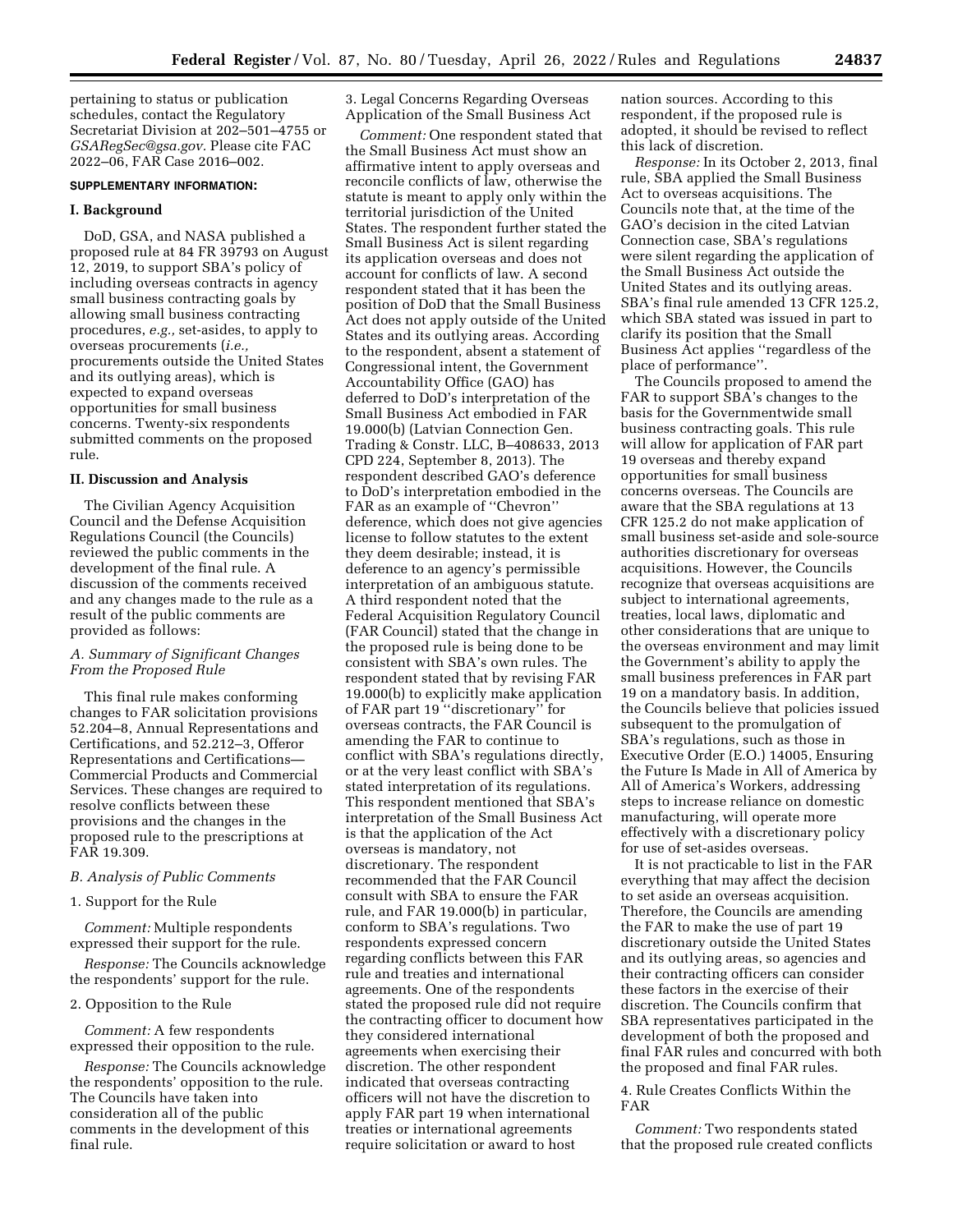pertaining to status or publication schedules, contact the Regulatory Secretariat Division at 202–501–4755 or *GSARegSec@gsa.gov.* Please cite FAC 2022–06, FAR Case 2016–002.

**SUPPLEMENTARY INFORMATION:**

## I. Background

DoD, GSA, and NASA published a proposed rule at 84 FR 39793 on August 12, 2019, to support SBA's policy of including overseas contracts in agency small business contracting goals by allowing small business contracting procedures, *e.g.,* set-asides, to apply to overseas procurements (*i.e.,* procurements outside the United States and its outlying areas), which is expected to expand overseas opportunities for small business concerns. Twenty-six respondents submitted comments on the proposed rule.

## II. Discussion and Analysis

The Civilian Agency Acquisition Council and the Defense Acquisition Regulations Council (the Councils) reviewed the public comments in the development of the final rule. A discussion of the comments received and any changes made to the rule as a result of the public comments are provided as follows:

### *A. Summary of Significant Changes From the Proposed Rule*

This final rule makes conforming changes to FAR solicitation provisions 52.204–8, Annual Representations and Certifications, and 52.212–3, Offeror Representations and Certifications—Commercial Products and Commercial Services. These changes are required to resolve conflicts between these provisions and the changes in the proposed rule to the prescriptions at FAR 19.309.

### *B. Analysis of Public Comments*

1. Support for the Rule

*Comment:* Multiple respondents expressed their support for the rule.

*Response:* The Councils acknowledge the respondents' support for the rule.

2. Opposition to the Rule

*Comment:* A few respondents expressed their opposition to the rule.

*Response:* The Councils acknowledge the respondents' opposition to the rule. The Councils have taken into consideration all of the public comments in the development of this final rule.

3. Legal Concerns Regarding Overseas Application of the Small Business Act

*Comment:* One respondent stated that the Small Business Act must show an affirmative intent to apply overseas and reconcile conflicts of law, otherwise the statute is meant to apply only within the territorial jurisdiction of the United States. The respondent further stated the Small Business Act is silent regarding its application overseas and does not account for conflicts of law. A second respondent stated that it has been the position of DoD that the Small Business Act does not apply outside of the United States and its outlying areas. According to the respondent, absent a statement of Congressional intent, the Government Accountability Office (GAO) has deferred to DoD's interpretation of the Small Business Act embodied in FAR 19.000(b) (Latvian Connection Gen. Trading & Constr. LLC, B–408633, 2013 CPD 224, September 8, 2013). The respondent described GAO's deference to DoD's interpretation embodied in the FAR as an example of ''Chevron'' deference, which does not give agencies license to follow statutes to the extent they deem desirable; instead, it is deference to an agency's permissible interpretation of an ambiguous statute. A third respondent noted that the Federal Acquisition Regulatory Council (FAR Council) stated that the change in the proposed rule is being done to be consistent with SBA's own rules. The respondent stated that by revising FAR 19.000(b) to explicitly make application of FAR part 19 ''discretionary'' for overseas contracts, the FAR Council is amending the FAR to continue to conflict with SBA's regulations directly, or at the very least conflict with SBA's stated interpretation of its regulations. This respondent mentioned that SBA's interpretation of the Small Business Act is that the application of the Act overseas is mandatory, not discretionary. The respondent recommended that the FAR Council consult with SBA to ensure the FAR rule, and FAR 19.000(b) in particular, conform to SBA's regulations. Two respondents expressed concern regarding conflicts between this FAR rule and treaties and international agreements. One of the respondents stated the proposed rule did not require the contracting officer to document how they considered international agreements when exercising their discretion. The other respondent indicated that overseas contracting officers will not have the discretion to apply FAR part 19 when international treaties or international agreements require solicitation or award to host nation sources. According to this respondent, if the proposed rule is adopted, it should be revised to reflect this lack of discretion.

*Response:* In its October 2, 2013, final rule, SBA applied the Small Business Act to overseas acquisitions. The Councils note that, at the time of the GAO's decision in the cited Latvian Connection case, SBA's regulations were silent regarding the application of the Small Business Act outside the United States and its outlying areas. SBA's final rule amended 13 CFR 125.2, which SBA stated was issued in part to clarify its position that the Small Business Act applies ''regardless of the place of performance''.

The Councils proposed to amend the FAR to support SBA's changes to the basis for the Governmentwide small business contracting goals. This rule will allow for application of FAR part 19 overseas and thereby expand opportunities for small business concerns overseas. The Councils are aware that the SBA regulations at 13 CFR 125.2 do not make application of small business set-aside and sole-source authorities discretionary for overseas acquisitions. However, the Councils recognize that overseas acquisitions are subject to international agreements, treaties, local laws, diplomatic and other considerations that are unique to the overseas environment and may limit the Government's ability to apply the small business preferences in FAR part 19 on a mandatory basis. In addition, the Councils believe that policies issued subsequent to the promulgation of SBA's regulations, such as those in Executive Order (E.O.) 14005, Ensuring the Future Is Made in All of America by All of America's Workers, addressing steps to increase reliance on domestic manufacturing, will operate more effectively with a discretionary policy for use of set-asides overseas.

It is not practicable to list in the FAR everything that may affect the decision to set aside an overseas acquisition. Therefore, the Councils are amending the FAR to make the use of part 19 discretionary outside the United States and its outlying areas, so agencies and their contracting officers can consider these factors in the exercise of their discretion. The Councils confirm that SBA representatives participated in the development of both the proposed and final FAR rules and concurred with both the proposed and final FAR rules.

4. Rule Creates Conflicts Within the FAR

*Comment:* Two respondents stated that the proposed rule created conflicts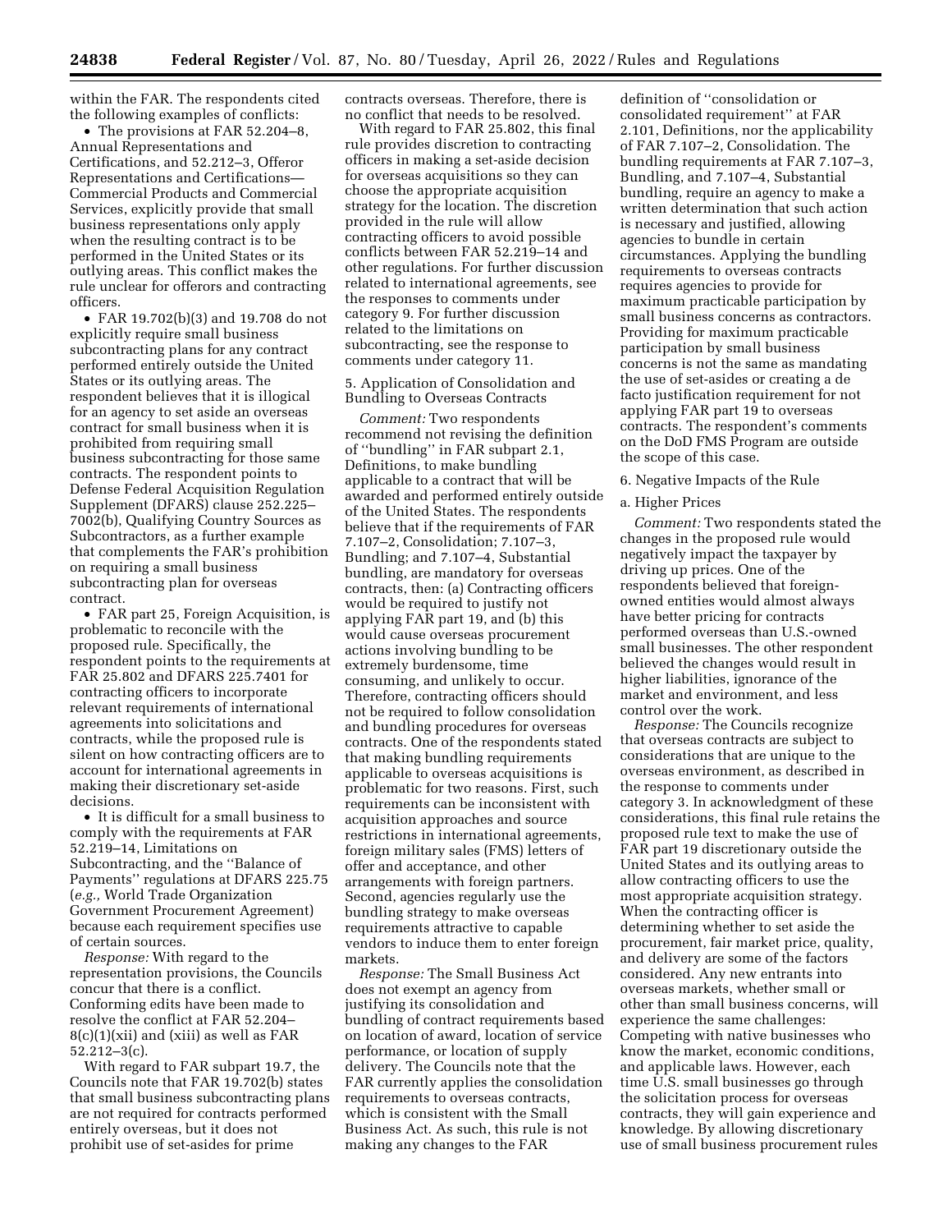within the FAR. The respondents cited the following examples of conflicts:

- The provisions at FAR 52.204–8, Annual Representations and Certifications, and 52.212–3, Offeror Representations and Certifications—Commercial Products and Commercial Services, explicitly provide that small business representations only apply when the resulting contract is to be performed in the United States or its outlying areas. This conflict makes the rule unclear for offerors and contracting officers.
- FAR 19.702(b)(3) and 19.708 do not explicitly require small business subcontracting plans for any contract performed entirely outside the United States or its outlying areas. The respondent believes that it is illogical for an agency to set aside an overseas contract for small business when it is prohibited from requiring small business subcontracting for those same contracts. The respondent points to Defense Federal Acquisition Regulation Supplement (DFARS) clause 252.225–7002(b), Qualifying Country Sources as Subcontractors, as a further example that complements the FAR's prohibition on requiring a small business subcontracting plan for overseas contract.
- FAR part 25, Foreign Acquisition, is problematic to reconcile with the proposed rule. Specifically, the respondent points to the requirements at FAR 25.802 and DFARS 225.7401 for contracting officers to incorporate relevant requirements of international agreements into solicitations and contracts, while the proposed rule is silent on how contracting officers are to account for international agreements in making their discretionary set-aside decisions.
- It is difficult for a small business to comply with the requirements at FAR 52.219–14, Limitations on Subcontracting, and the "Balance of Payments" regulations at DFARS 225.75 (*e.g.,* World Trade Organization Government Procurement Agreement) because each requirement specifies use of certain sources.

*Response:* With regard to the representation provisions, the Councils concur that there is a conflict. Conforming edits have been made to resolve the conflict at FAR 52.204–8(c)(1)(xii) and (xiii) as well as FAR 52.212–3(c).

With regard to FAR subpart 19.7, the Councils note that FAR 19.702(b) states that small business subcontracting plans are not required for contracts performed entirely overseas, but it does not prohibit use of set-asides for prime contracts overseas. Therefore, there is no conflict that needs to be resolved.

With regard to FAR 25.802, this final rule provides discretion to contracting officers in making a set-aside decision for overseas acquisitions so they can choose the appropriate acquisition strategy for the location. The discretion provided in the rule will allow contracting officers to avoid possible conflicts between FAR 52.219–14 and other regulations. For further discussion related to international agreements, see the responses to comments under category 9. For further discussion related to the limitations on subcontracting, see the response to comments under category 11.

5. Application of Consolidation and Bundling to Overseas Contracts

*Comment:* Two respondents recommend not revising the definition of "bundling" in FAR subpart 2.1, Definitions, to make bundling applicable to a contract that will be awarded and performed entirely outside of the United States. The respondents believe that if the requirements of FAR 7.107–2, Consolidation; 7.107–3, Bundling; and 7.107–4, Substantial bundling, are mandatory for overseas contracts, then: (a) Contracting officers would be required to justify not applying FAR part 19, and (b) this would cause overseas procurement actions involving bundling to be extremely burdensome, time consuming, and unlikely to occur. Therefore, contracting officers should not be required to follow consolidation and bundling procedures for overseas contracts. One of the respondents stated that making bundling requirements applicable to overseas acquisitions is problematic for two reasons. First, such requirements can be inconsistent with acquisition approaches and source restrictions in international agreements, foreign military sales (FMS) letters of offer and acceptance, and other arrangements with foreign partners. Second, agencies regularly use the bundling strategy to make overseas requirements attractive to capable vendors to induce them to enter foreign markets.

*Response:* The Small Business Act does not exempt an agency from justifying its consolidation and bundling of contract requirements based on location of award, location of service performance, or location of supply delivery. The Councils note that the FAR currently applies the consolidation requirements to overseas contracts, which is consistent with the Small Business Act. As such, this rule is not making any changes to the FAR definition of "consolidation or consolidated requirement" at FAR 2.101, Definitions, nor the applicability of FAR 7.107–2, Consolidation. The bundling requirements at FAR 7.107–3, Bundling, and 7.107–4, Substantial bundling, require an agency to make a written determination that such action is necessary and justified, allowing agencies to bundle in certain circumstances. Applying the bundling requirements to overseas contracts requires agencies to provide for maximum practicable participation by small business concerns as contractors. Providing for maximum practicable participation by small business concerns is not the same as mandating the use of set-asides or creating a de facto justification requirement for not applying FAR part 19 to overseas contracts. The respondent's comments on the DoD FMS Program are outside the scope of this case.

6. Negative Impacts of the Rule

a. Higher Prices

*Comment:* Two respondents stated the changes in the proposed rule would negatively impact the taxpayer by driving up prices. One of the respondents believed that foreign-owned entities would almost always have better pricing for contracts performed overseas than U.S.-owned small businesses. The other respondent believed the changes would result in higher liabilities, ignorance of the market and environment, and less control over the work.

*Response:* The Councils recognize that overseas contracts are subject to considerations that are unique to the overseas environment, as described in the response to comments under category 3. In acknowledgment of these considerations, this final rule retains the proposed rule text to make the use of FAR part 19 discretionary outside the United States and its outlying areas to allow contracting officers to use the most appropriate acquisition strategy. When the contracting officer is determining whether to set aside the procurement, fair market price, quality, and delivery are some of the factors considered. Any new entrants into overseas markets, whether small or other than small business concerns, will experience the same challenges: Competing with native businesses who know the market, economic conditions, and applicable laws. However, each time U.S. small businesses go through the solicitation process for overseas contracts, they will gain experience and knowledge. By allowing discretionary use of small business procurement rules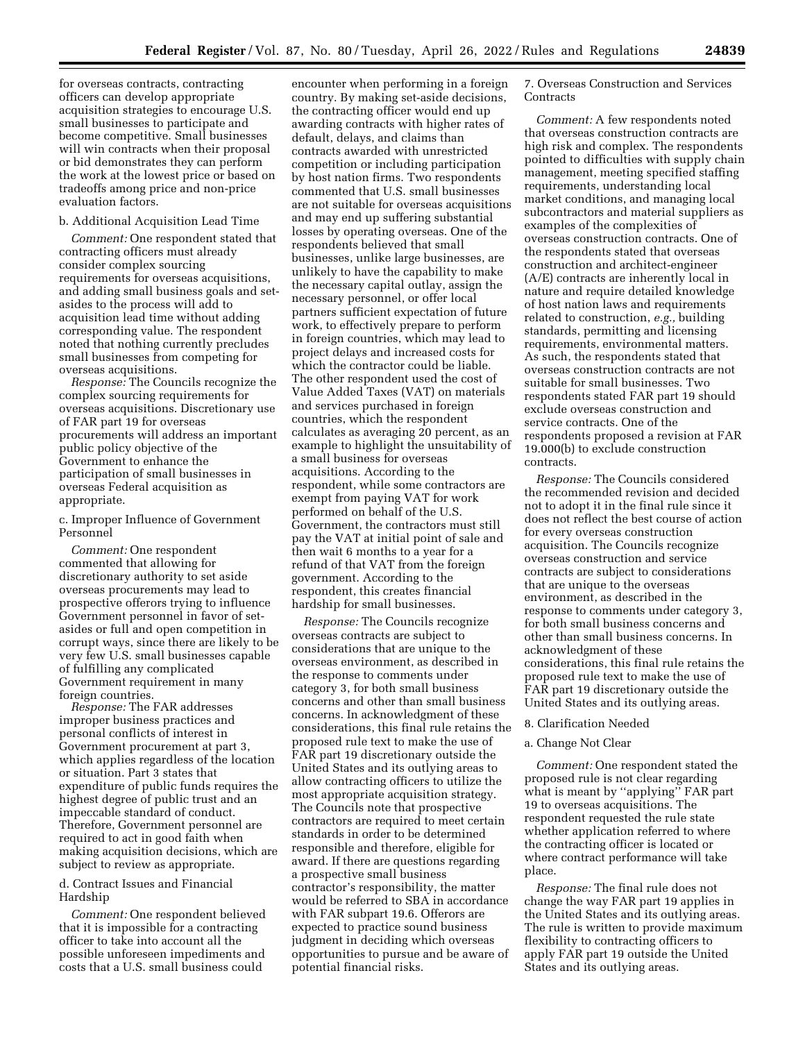for overseas contracts, contracting officers can develop appropriate acquisition strategies to encourage U.S. small businesses to participate and become competitive. Small businesses will win contracts when their proposal or bid demonstrates they can perform the work at the lowest price or based on tradeoffs among price and non-price evaluation factors.

b. Additional Acquisition Lead Time

*Comment:* One respondent stated that contracting officers must already consider complex sourcing requirements for overseas acquisitions, and adding small business goals and set-asides to the process will add to acquisition lead time without adding corresponding value. The respondent noted that nothing currently precludes small businesses from competing for overseas acquisitions.

*Response:* The Councils recognize the complex sourcing requirements for overseas acquisitions. Discretionary use of FAR part 19 for overseas procurements will address an important public policy objective of the Government to enhance the participation of small businesses in overseas Federal acquisition as appropriate.

c. Improper Influence of Government Personnel

*Comment:* One respondent commented that allowing for discretionary authority to set aside overseas procurements may lead to prospective offerors trying to influence Government personnel in favor of set-asides or full and open competition in corrupt ways, since there are likely to be very few U.S. small businesses capable of fulfilling any complicated Government requirement in many foreign countries.

*Response:* The FAR addresses improper business practices and personal conflicts of interest in Government procurement at part 3, which applies regardless of the location or situation. Part 3 states that expenditure of public funds requires the highest degree of public trust and an impeccable standard of conduct. Therefore, Government personnel are required to act in good faith when making acquisition decisions, which are subject to review as appropriate.

d. Contract Issues and Financial Hardship

*Comment:* One respondent believed that it is impossible for a contracting officer to take into account all the possible unforeseen impediments and costs that a U.S. small business could encounter when performing in a foreign country. By making set-aside decisions, the contracting officer would end up awarding contracts with higher rates of default, delays, and claims than contracts awarded with unrestricted competition or including participation by host nation firms. Two respondents commented that U.S. small businesses are not suitable for overseas acquisitions and may end up suffering substantial losses by operating overseas. One of the respondents believed that small businesses, unlike large businesses, are unlikely to have the capability to make the necessary capital outlay, assign the necessary personnel, or offer local partners sufficient expectation of future work, to effectively prepare to perform in foreign countries, which may lead to project delays and increased costs for which the contractor could be liable. The other respondent used the cost of Value Added Taxes (VAT) on materials and services purchased in foreign countries, which the respondent calculates as averaging 20 percent, as an example to highlight the unsuitability of a small business for overseas acquisitions. According to the respondent, while some contractors are exempt from paying VAT for work performed on behalf of the U.S. Government, the contractors must still pay the VAT at initial point of sale and then wait 6 months to a year for a refund of that VAT from the foreign government. According to the respondent, this creates financial hardship for small businesses.

*Response:* The Councils recognize overseas contracts are subject to considerations that are unique to the overseas environment, as described in the response to comments under category 3, for both small business concerns and other than small business concerns. In acknowledgment of these considerations, this final rule retains the proposed rule text to make the use of FAR part 19 discretionary outside the United States and its outlying areas to allow contracting officers to utilize the most appropriate acquisition strategy. The Councils note that prospective contractors are required to meet certain standards in order to be determined responsible and therefore, eligible for award. If there are questions regarding a prospective small business contractor's responsibility, the matter would be referred to SBA in accordance with FAR subpart 19.6. Offerors are expected to practice sound business judgment in deciding which overseas opportunities to pursue and be aware of potential financial risks.

7. Overseas Construction and Services Contracts

*Comment:* A few respondents noted that overseas construction contracts are high risk and complex. The respondents pointed to difficulties with supply chain management, meeting specified staffing requirements, understanding local market conditions, and managing local subcontractors and material suppliers as examples of the complexities of overseas construction contracts. One of the respondents stated that overseas construction and architect-engineer (A/E) contracts are inherently local in nature and require detailed knowledge of host nation laws and requirements related to construction, *e.g.,* building standards, permitting and licensing requirements, environmental matters. As such, the respondents stated that overseas construction contracts are not suitable for small businesses. Two respondents stated FAR part 19 should exclude overseas construction and service contracts. One of the respondents proposed a revision at FAR 19.000(b) to exclude construction contracts.

*Response:* The Councils considered the recommended revision and decided not to adopt it in the final rule since it does not reflect the best course of action for every overseas construction acquisition. The Councils recognize overseas construction and service contracts are subject to considerations that are unique to the overseas environment, as described in the response to comments under category 3, for both small business concerns and other than small business concerns. In acknowledgment of these considerations, this final rule retains the proposed rule text to make the use of FAR part 19 discretionary outside the United States and its outlying areas.

8. Clarification Needed

a. Change Not Clear

*Comment:* One respondent stated the proposed rule is not clear regarding what is meant by ''applying'' FAR part 19 to overseas acquisitions. The respondent requested the rule state whether application referred to where the contracting officer is located or where contract performance will take place.

*Response:* The final rule does not change the way FAR part 19 applies in the United States and its outlying areas. The rule is written to provide maximum flexibility to contracting officers to apply FAR part 19 outside the United States and its outlying areas.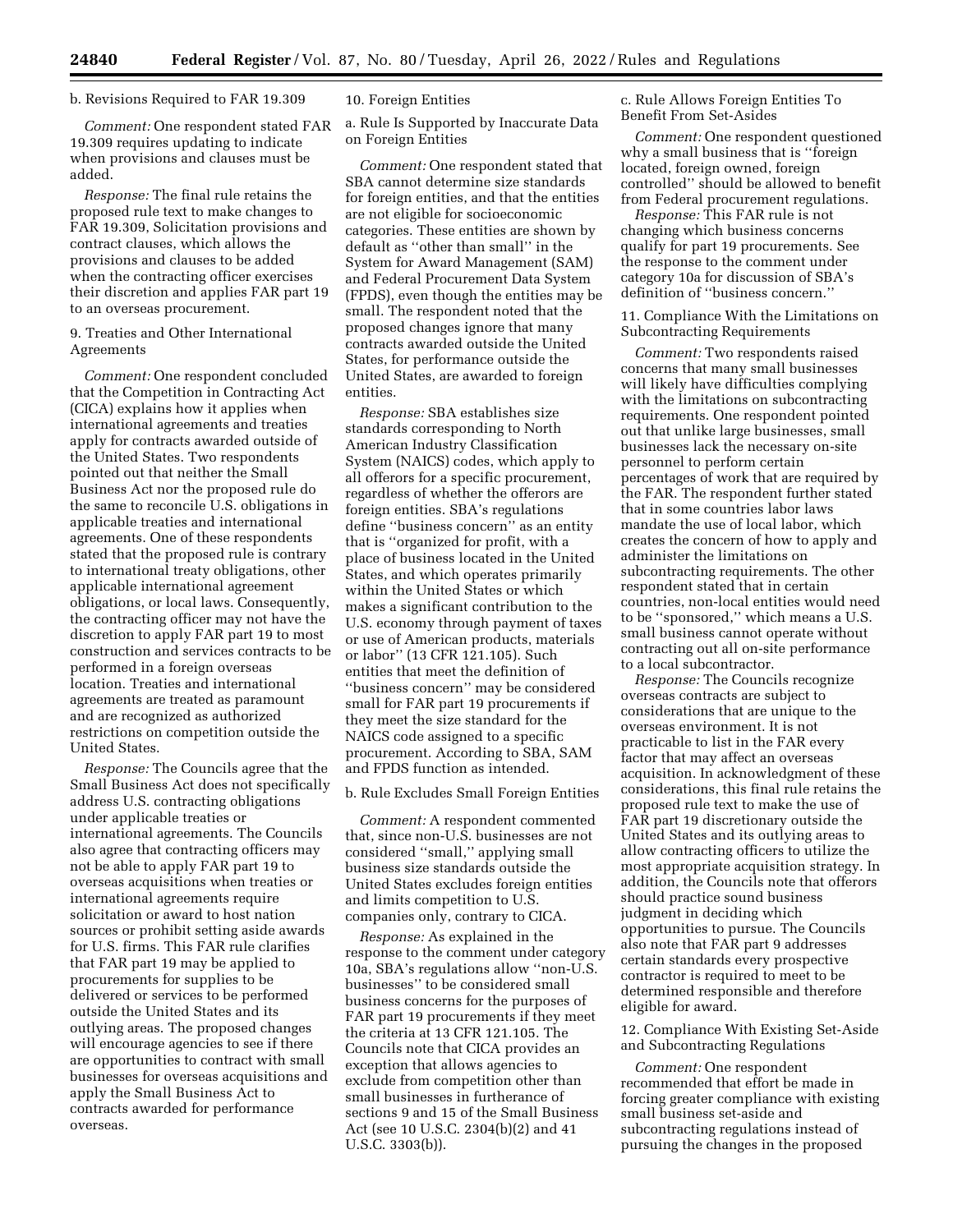b. Revisions Required to FAR 19.309

*Comment:* One respondent stated FAR 19.309 requires updating to indicate when provisions and clauses must be added.

*Response:* The final rule retains the proposed rule text to make changes to FAR 19.309, Solicitation provisions and contract clauses, which allows the provisions and clauses to be added when the contracting officer exercises their discretion and applies FAR part 19 to an overseas procurement.

9. Treaties and Other International Agreements

*Comment:* One respondent concluded that the Competition in Contracting Act (CICA) explains how it applies when international agreements and treaties apply for contracts awarded outside of the United States. Two respondents pointed out that neither the Small Business Act nor the proposed rule do the same to reconcile U.S. obligations in applicable treaties and international agreements. One of these respondents stated that the proposed rule is contrary to international treaty obligations, other applicable international agreement obligations, or local laws. Consequently, the contracting officer may not have the discretion to apply FAR part 19 to most construction and services contracts to be performed in a foreign overseas location. Treaties and international agreements are treated as paramount and are recognized as authorized restrictions on competition outside the United States.

*Response:* The Councils agree that the Small Business Act does not specifically address U.S. contracting obligations under applicable treaties or international agreements. The Councils also agree that contracting officers may not be able to apply FAR part 19 to overseas acquisitions when treaties or international agreements require solicitation or award to host nation sources or prohibit setting aside awards for U.S. firms. This FAR rule clarifies that FAR part 19 may be applied to procurements for supplies to be delivered or services to be performed outside the United States and its outlying areas. The proposed changes will encourage agencies to see if there are opportunities to contract with small businesses for overseas acquisitions and apply the Small Business Act to contracts awarded for performance overseas.

10. Foreign Entities

a. Rule Is Supported by Inaccurate Data on Foreign Entities

*Comment:* One respondent stated that SBA cannot determine size standards for foreign entities, and that the entities are not eligible for socioeconomic categories. These entities are shown by default as "other than small" in the System for Award Management (SAM) and Federal Procurement Data System (FPDS), even though the entities may be small. The respondent noted that the proposed changes ignore that many contracts awarded outside the United States, for performance outside the United States, are awarded to foreign entities.

*Response:* SBA establishes size standards corresponding to North American Industry Classification System (NAICS) codes, which apply to all offerors for a specific procurement, regardless of whether the offerors are foreign entities. SBA's regulations define "business concern" as an entity that is "organized for profit, with a place of business located in the United States, and which operates primarily within the United States or which makes a significant contribution to the U.S. economy through payment of taxes or use of American products, materials or labor" (13 CFR 121.105). Such entities that meet the definition of "business concern" may be considered small for FAR part 19 procurements if they meet the size standard for the NAICS code assigned to a specific procurement. According to SBA, SAM and FPDS function as intended.

b. Rule Excludes Small Foreign Entities

*Comment:* A respondent commented that, since non-U.S. businesses are not considered "small," applying small business size standards outside the United States excludes foreign entities and limits competition to U.S. companies only, contrary to CICA.

*Response:* As explained in the response to the comment under category 10a, SBA's regulations allow "non-U.S. businesses" to be considered small business concerns for the purposes of FAR part 19 procurements if they meet the criteria at 13 CFR 121.105. The Councils note that CICA provides an exception that allows agencies to exclude from competition other than small businesses in furtherance of sections 9 and 15 of the Small Business Act (see 10 U.S.C. 2304(b)(2) and 41 U.S.C. 3303(b)).

c. Rule Allows Foreign Entities To Benefit From Set-Asides

*Comment:* One respondent questioned why a small business that is "foreign located, foreign owned, foreign controlled" should be allowed to benefit from Federal procurement regulations.

*Response:* This FAR rule is not changing which business concerns qualify for part 19 procurements. See the response to the comment under category 10a for discussion of SBA's definition of "business concern."

11. Compliance With the Limitations on Subcontracting Requirements

*Comment:* Two respondents raised concerns that many small businesses will likely have difficulties complying with the limitations on subcontracting requirements. One respondent pointed out that unlike large businesses, small businesses lack the necessary on-site personnel to perform certain percentages of work that are required by the FAR. The respondent further stated that in some countries labor laws mandate the use of local labor, which creates the concern of how to apply and administer the limitations on subcontracting requirements. The other respondent stated that in certain countries, non-local entities would need to be "sponsored," which means a U.S. small business cannot operate without contracting out all on-site performance to a local subcontractor.

*Response:* The Councils recognize overseas contracts are subject to considerations that are unique to the overseas environment. It is not practicable to list in the FAR every factor that may affect an overseas acquisition. In acknowledgment of these considerations, this final rule retains the proposed rule text to make the use of FAR part 19 discretionary outside the United States and its outlying areas to allow contracting officers to utilize the most appropriate acquisition strategy. In addition, the Councils note that offerors should practice sound business judgment in deciding which opportunities to pursue. The Councils also note that FAR part 9 addresses certain standards every prospective contractor is required to meet to be determined responsible and therefore eligible for award.

12. Compliance With Existing Set-Aside and Subcontracting Regulations

*Comment:* One respondent recommended that effort be made in forcing greater compliance with existing small business set-aside and subcontracting regulations instead of pursuing the changes in the proposed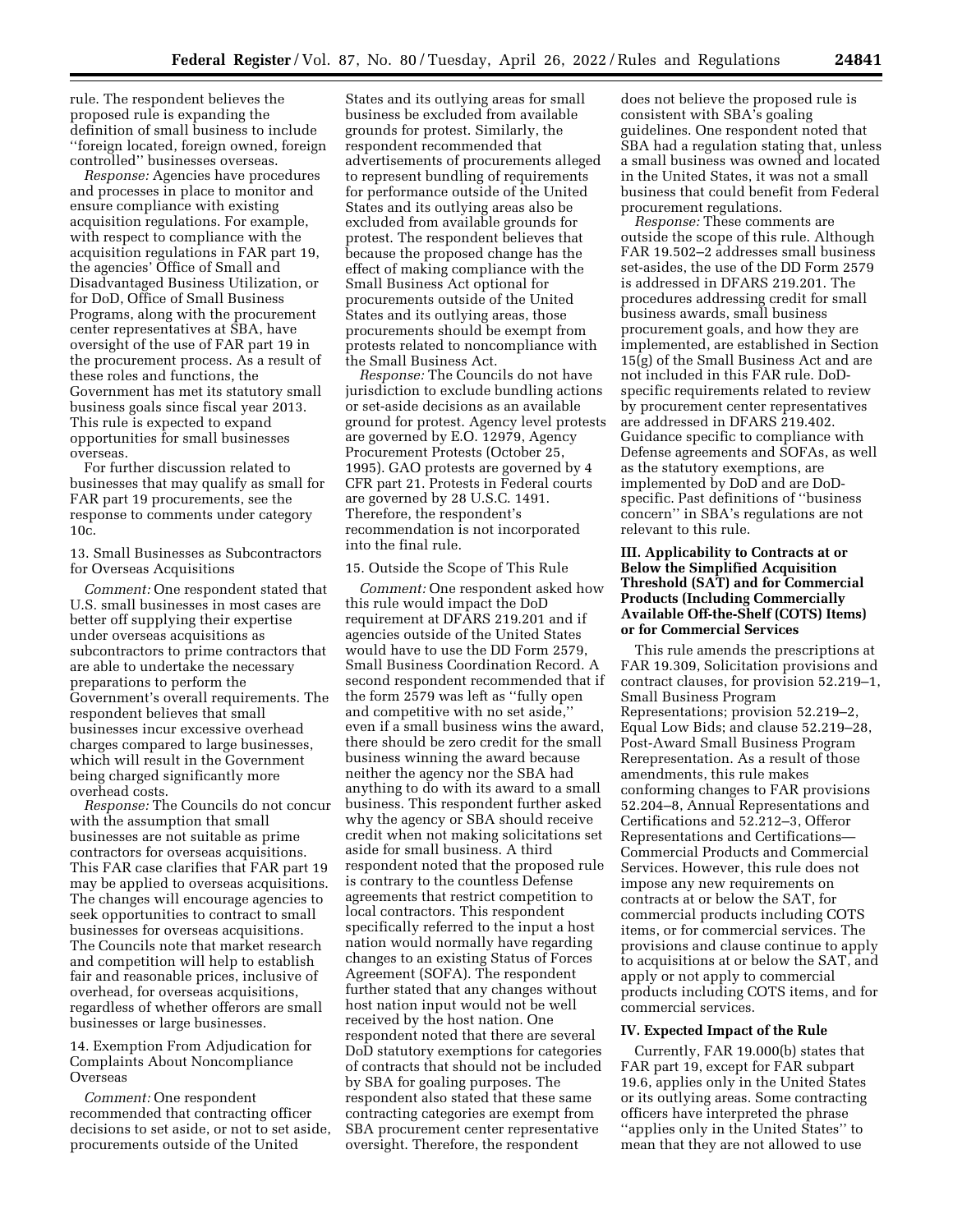rule. The respondent believes the proposed rule is expanding the definition of small business to include ''foreign located, foreign owned, foreign controlled'' businesses overseas.

*Response:* Agencies have procedures and processes in place to monitor and ensure compliance with existing acquisition regulations. For example, with respect to compliance with the acquisition regulations in FAR part 19, the agencies' Office of Small and Disadvantaged Business Utilization, or for DoD, Office of Small Business Programs, along with the procurement center representatives at SBA, have oversight of the use of FAR part 19 in the procurement process. As a result of these roles and functions, the Government has met its statutory small business goals since fiscal year 2013. This rule is expected to expand opportunities for small businesses overseas.

For further discussion related to businesses that may qualify as small for FAR part 19 procurements, see the response to comments under category 10c.

13. Small Businesses as Subcontractors for Overseas Acquisitions

*Comment:* One respondent stated that U.S. small businesses in most cases are better off supplying their expertise under overseas acquisitions as subcontractors to prime contractors that are able to undertake the necessary preparations to perform the Government's overall requirements. The respondent believes that small businesses incur excessive overhead charges compared to large businesses, which will result in the Government being charged significantly more overhead costs.

*Response:* The Councils do not concur with the assumption that small businesses are not suitable as prime contractors for overseas acquisitions. This FAR case clarifies that FAR part 19 may be applied to overseas acquisitions. The changes will encourage agencies to seek opportunities to contract to small businesses for overseas acquisitions. The Councils note that market research and competition will help to establish fair and reasonable prices, inclusive of overhead, for overseas acquisitions, regardless of whether offerors are small businesses or large businesses.

14. Exemption From Adjudication for Complaints About Noncompliance Overseas

*Comment:* One respondent recommended that contracting officer decisions to set aside, or not to set aside, procurements outside of the United States and its outlying areas for small business be excluded from available grounds for protest. Similarly, the respondent recommended that advertisements of procurements alleged to represent bundling of requirements for performance outside of the United States and its outlying areas also be excluded from available grounds for protest. The respondent believes that because the proposed change has the effect of making compliance with the Small Business Act optional for procurements outside of the United States and its outlying areas, those procurements should be exempt from protests related to noncompliance with the Small Business Act.

*Response:* The Councils do not have jurisdiction to exclude bundling actions or set-aside decisions as an available ground for protest. Agency level protests are governed by E.O. 12979, Agency Procurement Protests (October 25, 1995). GAO protests are governed by 4 CFR part 21. Protests in Federal courts are governed by 28 U.S.C. 1491. Therefore, the respondent's recommendation is not incorporated into the final rule.

15. Outside the Scope of This Rule

*Comment:* One respondent asked how this rule would impact the DoD requirement at DFARS 219.201 and if agencies outside of the United States would have to use the DD Form 2579, Small Business Coordination Record. A second respondent recommended that if the form 2579 was left as ''fully open and competitive with no set aside,'' even if a small business wins the award, there should be zero credit for the small business winning the award because neither the agency nor the SBA had anything to do with its award to a small business. This respondent further asked why the agency or SBA should receive credit when not making solicitations set aside for small business. A third respondent noted that the proposed rule is contrary to the countless Defense agreements that restrict competition to local contractors. This respondent specifically referred to the input a host nation would normally have regarding changes to an existing Status of Forces Agreement (SOFA). The respondent further stated that any changes without host nation input would not be well received by the host nation. One respondent noted that there are several DoD statutory exemptions for categories of contracts that should not be included by SBA for goaling purposes. The respondent also stated that these same contracting categories are exempt from SBA procurement center representative oversight. Therefore, the respondent does not believe the proposed rule is consistent with SBA's goaling guidelines. One respondent noted that SBA had a regulation stating that, unless a small business was owned and located in the United States, it was not a small business that could benefit from Federal procurement regulations.

*Response:* These comments are outside the scope of this rule. Although FAR 19.502–2 addresses small business set-asides, the use of the DD Form 2579 is addressed in DFARS 219.201. The procedures addressing credit for small business awards, small business procurement goals, and how they are implemented, are established in Section 15(g) of the Small Business Act and are not included in this FAR rule. DoD-specific requirements related to review by procurement center representatives are addressed in DFARS 219.402. Guidance specific to compliance with Defense agreements and SOFAs, as well as the statutory exemptions, are implemented by DoD and are DoD-specific. Past definitions of ''business concern'' in SBA's regulations are not relevant to this rule.

## III. Applicability to Contracts at or Below the Simplified Acquisition Threshold (SAT) and for Commercial Products (Including Commercially Available Off-the-Shelf (COTS) Items) or for Commercial Services

This rule amends the prescriptions at FAR 19.309, Solicitation provisions and contract clauses, for provision 52.219–1, Small Business Program Representations; provision 52.219–2, Equal Low Bids; and clause 52.219–28, Post-Award Small Business Program Rerepresentation. As a result of those amendments, this rule makes conforming changes to FAR provisions 52.204–8, Annual Representations and Certifications and 52.212–3, Offeror Representations and Certifications—Commercial Products and Commercial Services. However, this rule does not impose any new requirements on contracts at or below the SAT, for commercial products including COTS items, or for commercial services. The provisions and clause continue to apply to acquisitions at or below the SAT, and apply or not apply to commercial products including COTS items, and for commercial services.

## IV. Expected Impact of the Rule

Currently, FAR 19.000(b) states that FAR part 19, except for FAR subpart 19.6, applies only in the United States or its outlying areas. Some contracting officers have interpreted the phrase ''applies only in the United States'' to mean that they are not allowed to use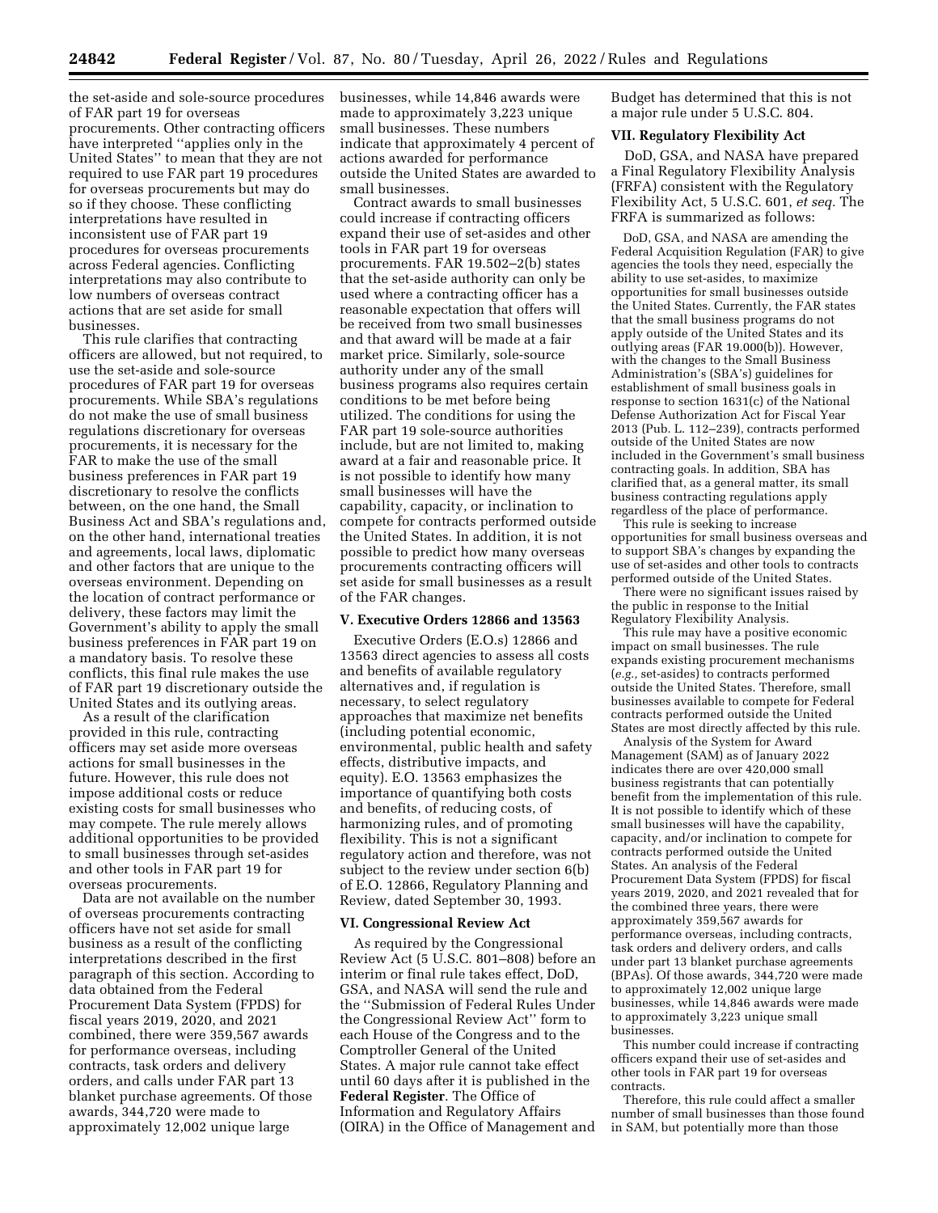the set-aside and sole-source procedures of FAR part 19 for overseas procurements. Other contracting officers have interpreted ''applies only in the United States'' to mean that they are not required to use FAR part 19 procedures for overseas procurements but may do so if they choose. These conflicting interpretations have resulted in inconsistent use of FAR part 19 procedures for overseas procurements across Federal agencies. Conflicting interpretations may also contribute to low numbers of overseas contract actions that are set aside for small businesses.

This rule clarifies that contracting officers are allowed, but not required, to use the set-aside and sole-source procedures of FAR part 19 for overseas procurements. While SBA's regulations do not make the use of small business regulations discretionary for overseas procurements, it is necessary for the FAR to make the use of the small business preferences in FAR part 19 discretionary to resolve the conflicts between, on the one hand, the Small Business Act and SBA's regulations and, on the other hand, international treaties and agreements, local laws, diplomatic and other factors that are unique to the overseas environment. Depending on the location of contract performance or delivery, these factors may limit the Government's ability to apply the small business preferences in FAR part 19 on a mandatory basis. To resolve these conflicts, this final rule makes the use of FAR part 19 discretionary outside the United States and its outlying areas.

As a result of the clarification provided in this rule, contracting officers may set aside more overseas actions for small businesses in the future. However, this rule does not impose additional costs or reduce existing costs for small businesses who may compete. The rule merely allows additional opportunities to be provided to small businesses through set-asides and other tools in FAR part 19 for overseas procurements.

Data are not available on the number of overseas procurements contracting officers have not set aside for small business as a result of the conflicting interpretations described in the first paragraph of this section. According to data obtained from the Federal Procurement Data System (FPDS) for fiscal years 2019, 2020, and 2021 combined, there were 359,567 awards for performance overseas, including contracts, task orders and delivery orders, and calls under FAR part 13 blanket purchase agreements. Of those awards, 344,720 were made to approximately 12,002 unique large businesses, while 14,846 awards were made to approximately 3,223 unique small businesses. These numbers indicate that approximately 4 percent of actions awarded for performance outside the United States are awarded to small businesses.

Contract awards to small businesses could increase if contracting officers expand their use of set-asides and other tools in FAR part 19 for overseas procurements. FAR 19.502–2(b) states that the set-aside authority can only be used where a contracting officer has a reasonable expectation that offers will be received from two small businesses and that award will be made at a fair market price. Similarly, sole-source authority under any of the small business programs also requires certain conditions to be met before being utilized. The conditions for using the FAR part 19 sole-source authorities include, but are not limited to, making award at a fair and reasonable price. It is not possible to identify how many small businesses will have the capability, capacity, or inclination to compete for contracts performed outside the United States. In addition, it is not possible to predict how many overseas procurements contracting officers will set aside for small businesses as a result of the FAR changes.

## V. Executive Orders 12866 and 13563

Executive Orders (E.O.s) 12866 and 13563 direct agencies to assess all costs and benefits of available regulatory alternatives and, if regulation is necessary, to select regulatory approaches that maximize net benefits (including potential economic, environmental, public health and safety effects, distributive impacts, and equity). E.O. 13563 emphasizes the importance of quantifying both costs and benefits, of reducing costs, of harmonizing rules, and of promoting flexibility. This is not a significant regulatory action and therefore, was not subject to the review under section 6(b) of E.O. 12866, Regulatory Planning and Review, dated September 30, 1993.

## VI. Congressional Review Act

As required by the Congressional Review Act (5 U.S.C. 801–808) before an interim or final rule takes effect, DoD, GSA, and NASA will send the rule and the ''Submission of Federal Rules Under the Congressional Review Act'' form to each House of the Congress and to the Comptroller General of the United States. A major rule cannot take effect until 60 days after it is published in the **Federal Register**. The Office of Information and Regulatory Affairs (OIRA) in the Office of Management and Budget has determined that this is not a major rule under 5 U.S.C. 804.

## VII. Regulatory Flexibility Act

DoD, GSA, and NASA have prepared a Final Regulatory Flexibility Analysis (FRFA) consistent with the Regulatory Flexibility Act, 5 U.S.C. 601, *et seq.* The FRFA is summarized as follows:

> DoD, GSA, and NASA are amending the Federal Acquisition Regulation (FAR) to give agencies the tools they need, especially the ability to use set-asides, to maximize opportunities for small businesses outside the United States. Currently, the FAR states that the small business programs do not apply outside of the United States and its outlying areas (FAR 19.000(b)). However, with the changes to the Small Business Administration's (SBA's) guidelines for establishment of small business goals in response to section 1631(c) of the National Defense Authorization Act for Fiscal Year 2013 (Pub. L. 112–239), contracts performed outside of the United States are now included in the Government's small business contracting goals. In addition, SBA has clarified that, as a general matter, its small business contracting regulations apply regardless of the place of performance.
>
> This rule is seeking to increase opportunities for small business overseas and to support SBA's changes by expanding the use of set-asides and other tools to contracts performed outside of the United States.
>
> There were no significant issues raised by the public in response to the Initial Regulatory Flexibility Analysis.
>
> This rule may have a positive economic impact on small businesses. The rule expands existing procurement mechanisms (*e.g.,* set-asides) to contracts performed outside the United States. Therefore, small businesses available to compete for Federal contracts performed outside the United States are most directly affected by this rule.
>
> Analysis of the System for Award Management (SAM) as of January 2022 indicates there are over 420,000 small business registrants that can potentially benefit from the implementation of this rule. It is not possible to identify which of these small businesses will have the capability, capacity, and/or inclination to compete for contracts performed outside the United States. An analysis of the Federal Procurement Data System (FPDS) for fiscal years 2019, 2020, and 2021 revealed that for the combined three years, there were approximately 359,567 awards for performance overseas, including contracts, task orders and delivery orders, and calls under part 13 blanket purchase agreements (BPAs). Of those awards, 344,720 were made to approximately 12,002 unique large businesses, while 14,846 awards were made to approximately 3,223 unique small businesses.
>
> This number could increase if contracting officers expand their use of set-asides and other tools in FAR part 19 for overseas contracts.
>
> Therefore, this rule could affect a smaller number of small businesses than those found in SAM, but potentially more than those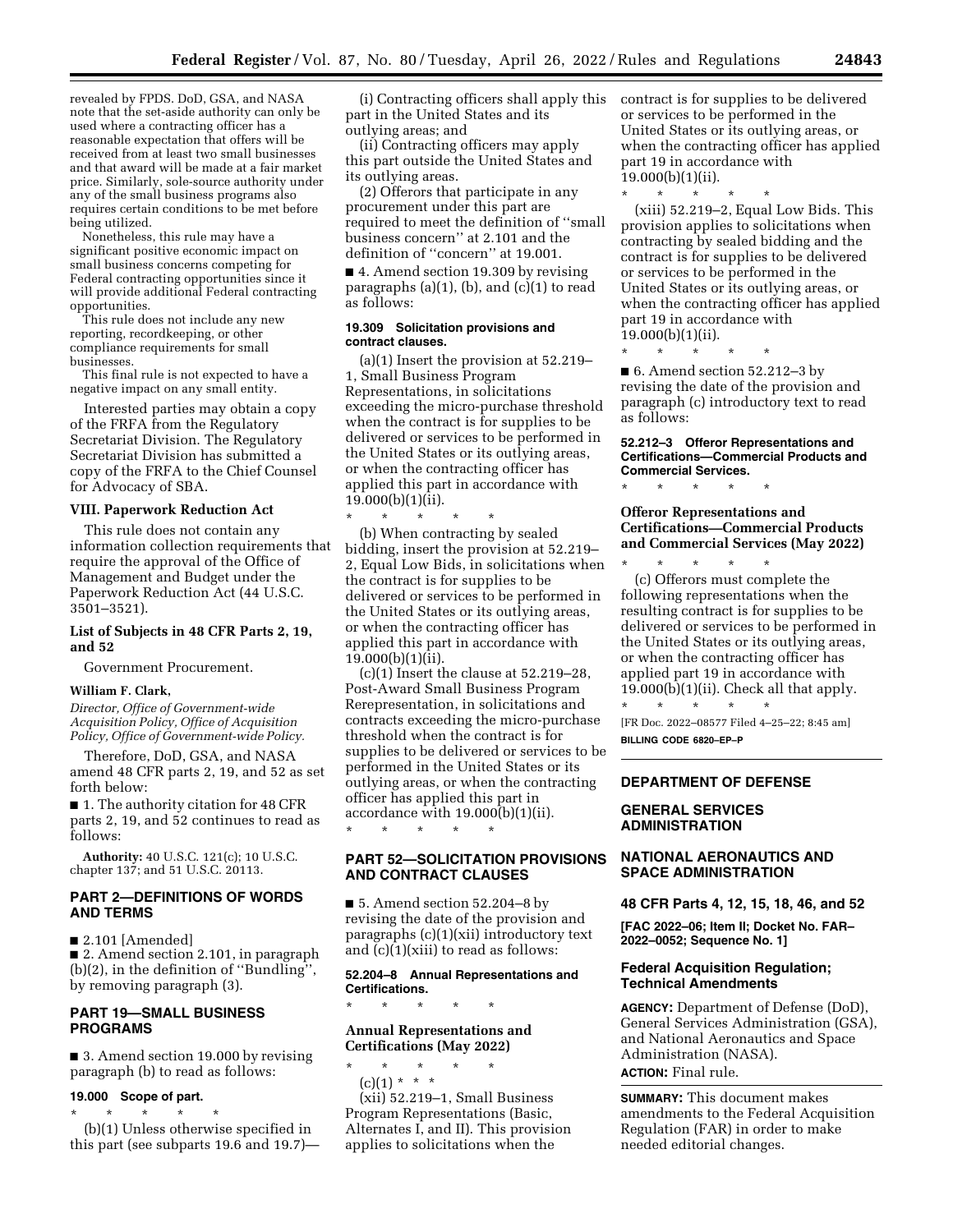revealed by FPDS. DoD, GSA, and NASA note that the set-aside authority can only be used where a contracting officer has a reasonable expectation that offers will be received from at least two small businesses and that award will be made at a fair market price. Similarly, sole-source authority under any of the small business programs also requires certain conditions to be met before being utilized.

Nonetheless, this rule may have a significant positive economic impact on small business concerns competing for Federal contracting opportunities since it will provide additional Federal contracting opportunities.

This rule does not include any new reporting, recordkeeping, or other compliance requirements for small businesses.

This final rule is not expected to have a negative impact on any small entity.

Interested parties may obtain a copy of the FRFA from the Regulatory Secretariat Division. The Regulatory Secretariat Division has submitted a copy of the FRFA to the Chief Counsel for Advocacy of SBA.

## VIII. Paperwork Reduction Act

This rule does not contain any information collection requirements that require the approval of the Office of Management and Budget under the Paperwork Reduction Act (44 U.S.C. 3501–3521).

### List of Subjects in 48 CFR Parts 2, 19, and 52

Government Procurement.

**William F. Clark,**

*Director, Office of Government-wide Acquisition Policy, Office of Acquisition Policy, Office of Government-wide Policy.*

Therefore, DoD, GSA, and NASA amend 48 CFR parts 2, 19, and 52 as set forth below:

■ 1. The authority citation for 48 CFR parts 2, 19, and 52 continues to read as follows:

**Authority:** 40 U.S.C. 121(c); 10 U.S.C. chapter 137; and 51 U.S.C. 20113.

## PART 2—DEFINITIONS OF WORDS AND TERMS

■ 2.101 [Amended]

■ 2. Amend section 2.101, in paragraph (b)(2), in the definition of ''Bundling'', by removing paragraph (3).

## PART 19—SMALL BUSINESS PROGRAMS

■ 3. Amend section 19.000 by revising paragraph (b) to read as follows:

**19.000 Scope of part.**

\* \* \* \* \*

(b)(1) Unless otherwise specified in this part (see subparts 19.6 and 19.7)—

(i) Contracting officers shall apply this part in the United States and its outlying areas; and

(ii) Contracting officers may apply this part outside the United States and its outlying areas.

(2) Offerors that participate in any procurement under this part are required to meet the definition of ''small business concern'' at 2.101 and the definition of ''concern'' at 19.001.

■ 4. Amend section 19.309 by revising paragraphs (a)(1), (b), and (c)(1) to read as follows:

**19.309 Solicitation provisions and contract clauses.**

(a)(1) Insert the provision at 52.219–1, Small Business Program Representations, in solicitations exceeding the micro-purchase threshold when the contract is for supplies to be delivered or services to be performed in the United States or its outlying areas, or when the contracting officer has applied this part in accordance with 19.000(b)(1)(ii).

\* \* \* \* \*

(b) When contracting by sealed bidding, insert the provision at 52.219–2, Equal Low Bids, in solicitations when the contract is for supplies to be delivered or services to be performed in the United States or its outlying areas, or when the contracting officer has applied this part in accordance with 19.000(b)(1)(ii).

(c)(1) Insert the clause at 52.219–28, Post-Award Small Business Program Rerepresentation, in solicitations and contracts exceeding the micro-purchase threshold when the contract is for supplies to be delivered or services to be performed in the United States or its outlying areas, or when the contracting officer has applied this part in accordance with 19.000(b)(1)(ii).

\* \* \* \* \*

## PART 52—SOLICITATION PROVISIONS AND CONTRACT CLAUSES

■ 5. Amend section 52.204–8 by revising the date of the provision and paragraphs (c)(1)(xii) introductory text and (c)(1)(xiii) to read as follows:

**52.204–8 Annual Representations and Certifications.**

\* \* \* \* \*

### Annual Representations and Certifications (May 2022)

\* \* \* \* \*

(c)(1) \* \* \*

(xii) 52.219–1, Small Business Program Representations (Basic, Alternates I, and II). This provision applies to solicitations when the contract is for supplies to be delivered or services to be performed in the United States or its outlying areas, or when the contracting officer has applied part 19 in accordance with 19.000(b)(1)(ii).

\* \* \* \* \*

(xiii) 52.219–2, Equal Low Bids. This provision applies to solicitations when contracting by sealed bidding and the contract is for supplies to be delivered or services to be performed in the United States or its outlying areas, or when the contracting officer has applied part 19 in accordance with 19.000(b)(1)(ii).

\* \* \* \* \*

■ 6. Amend section 52.212–3 by revising the date of the provision and paragraph (c) introductory text to read as follows:

**52.212–3 Offeror Representations and Certifications—Commercial Products and Commercial Services.**

\* \* \* \* \*

### Offeror Representations and Certifications—Commercial Products and Commercial Services (May 2022)

\* \* \* \* \*

(c) Offerors must complete the following representations when the resulting contract is for supplies to be delivered or services to be performed in the United States or its outlying areas, or when the contracting officer has applied part 19 in accordance with 19.000(b)(1)(ii). Check all that apply.

\* \* \* \* \*

[FR Doc. 2022–08577 Filed 4–25–22; 8:45 am]

**BILLING CODE 6820–EP–P**

---

## DEPARTMENT OF DEFENSE

## GENERAL SERVICES ADMINISTRATION

## NATIONAL AERONAUTICS AND SPACE ADMINISTRATION

### 48 CFR Parts 4, 12, 15, 18, 46, and 52

**[FAC 2022–06; Item II; Docket No. FAR–2022–0052; Sequence No. 1]**

### Federal Acquisition Regulation; Technical Amendments

**AGENCY:** Department of Defense (DoD), General Services Administration (GSA), and National Aeronautics and Space Administration (NASA).

**ACTION:** Final rule.

**SUMMARY:** This document makes amendments to the Federal Acquisition Regulation (FAR) in order to make needed editorial changes.